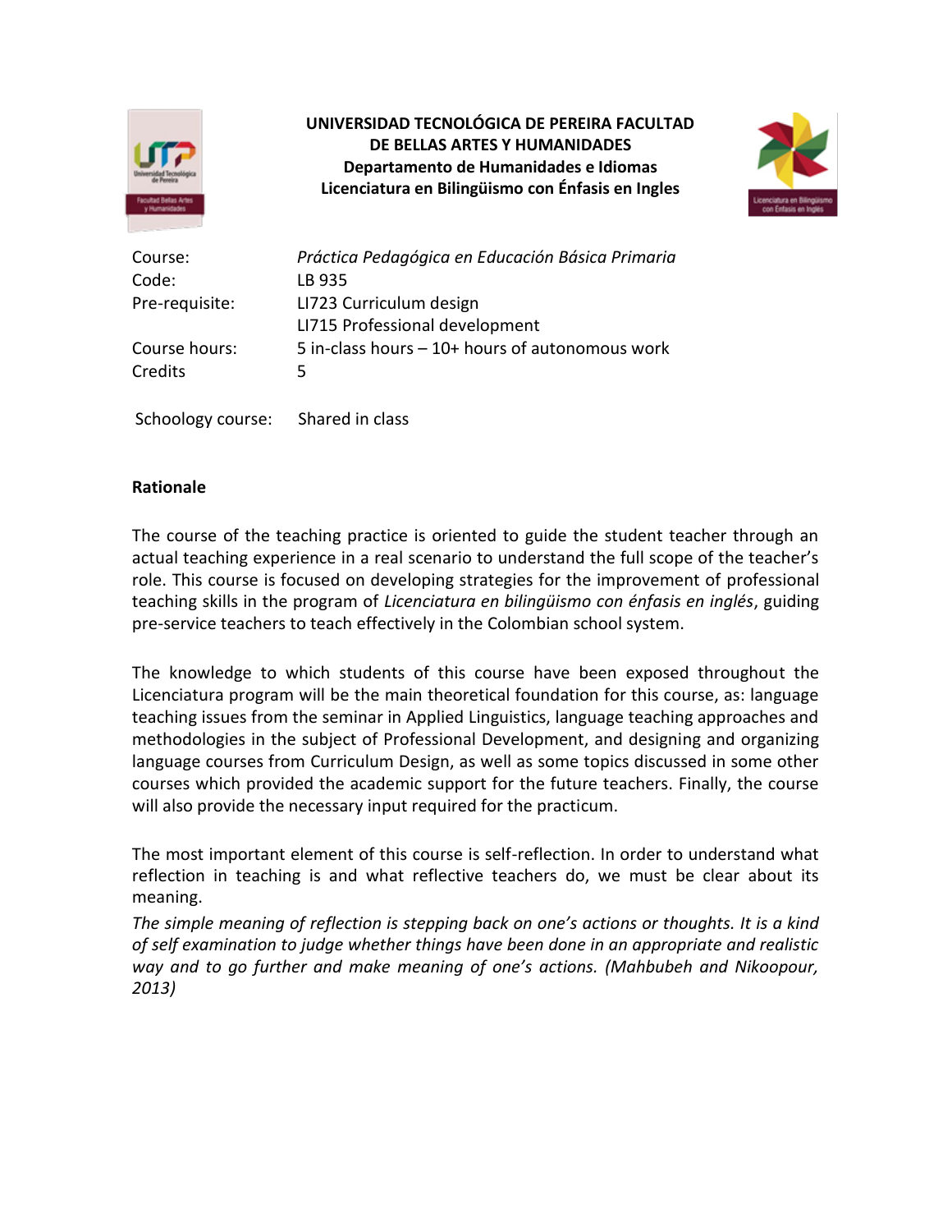**UNIVERSIDAD TECNOLÓGICA DE PEREIRA FACULTAD DE BELLAS ARTES Y HUMANIDADES**
**Departamento de Humanidades e Idiomas**
**Licenciatura en Bilingüismo con Énfasis en Ingles**

| | |
|---|---|
| Course: | *Práctica Pedagógica en Educación Básica Primaria* |
| Code: | LB 935 |
| Pre-requisite: | LI723 Curriculum design<br>LI715 Professional development |
| Course hours: | 5 in-class hours – 10+ hours of autonomous work |
| Credits | 5 |
| Schoology course: | Shared in class |

## Rationale

The course of the teaching practice is oriented to guide the student teacher through an actual teaching experience in a real scenario to understand the full scope of the teacher's role. This course is focused on developing strategies for the improvement of professional teaching skills in the program of *Licenciatura en bilingüismo con énfasis en inglés*, guiding pre-service teachers to teach effectively in the Colombian school system.

The knowledge to which students of this course have been exposed throughout the Licenciatura program will be the main theoretical foundation for this course, as: language teaching issues from the seminar in Applied Linguistics, language teaching approaches and methodologies in the subject of Professional Development, and designing and organizing language courses from Curriculum Design, as well as some topics discussed in some other courses which provided the academic support for the future teachers. Finally, the course will also provide the necessary input required for the practicum.

The most important element of this course is self-reflection. In order to understand what reflection in teaching is and what reflective teachers do, we must be clear about its meaning.

*The simple meaning of reflection is stepping back on one's actions or thoughts. It is a kind of self examination to judge whether things have been done in an appropriate and realistic way and to go further and make meaning of one's actions. (Mahbubeh and Nikoopour, 2013)*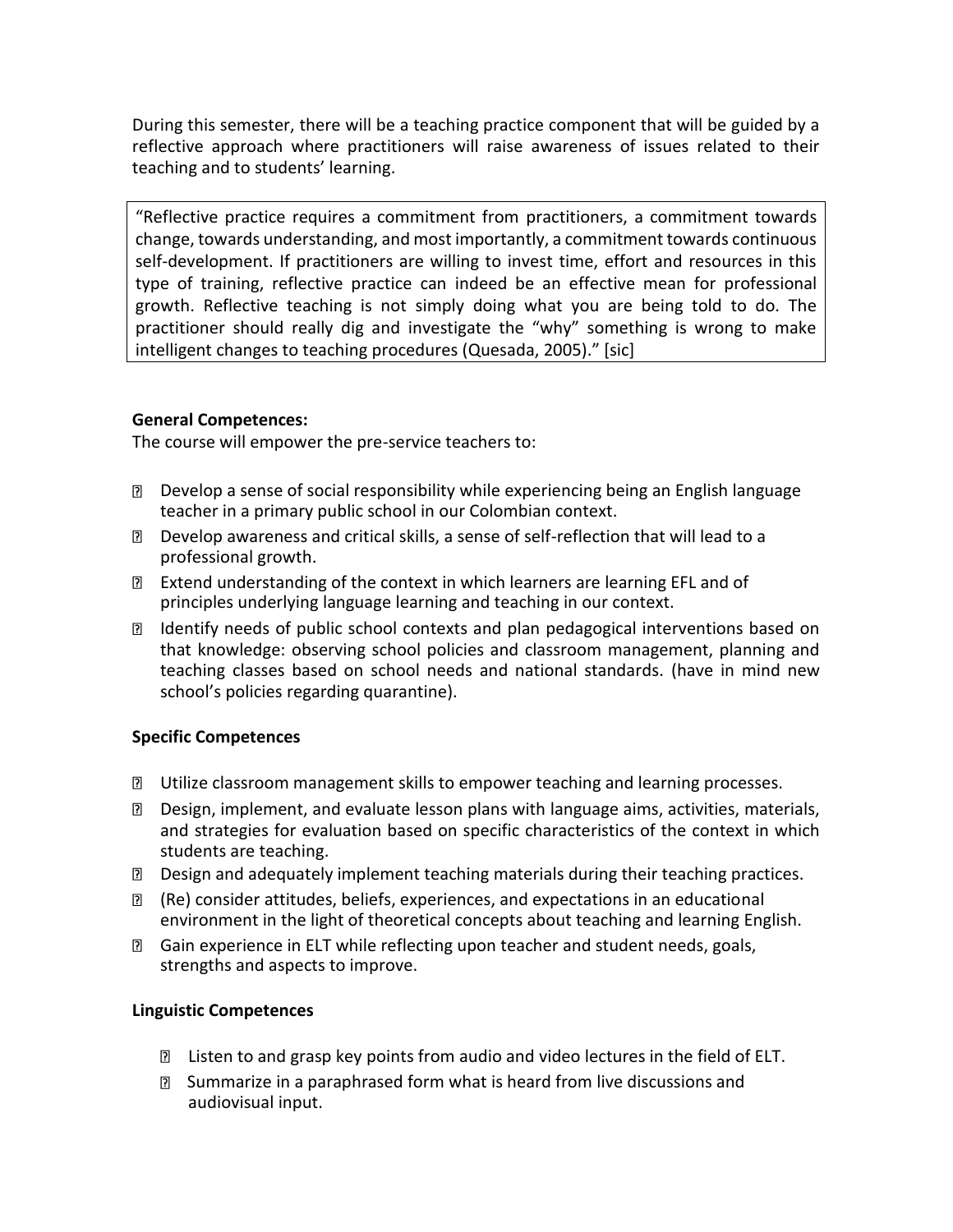During this semester, there will be a teaching practice component that will be guided by a reflective approach where practitioners will raise awareness of issues related to their teaching and to students' learning.

> "Reflective practice requires a commitment from practitioners, a commitment towards change, towards understanding, and most importantly, a commitment towards continuous self-development. If practitioners are willing to invest time, effort and resources in this type of training, reflective practice can indeed be an effective mean for professional growth. Reflective teaching is not simply doing what you are being told to do. The practitioner should really dig and investigate the "why" something is wrong to make intelligent changes to teaching procedures (Quesada, 2005)." [sic]

**General Competences:**

The course will empower the pre-service teachers to:

- Develop a sense of social responsibility while experiencing being an English language teacher in a primary public school in our Colombian context.
- Develop awareness and critical skills, a sense of self-reflection that will lead to a professional growth.
- Extend understanding of the context in which learners are learning EFL and of principles underlying language learning and teaching in our context.
- Identify needs of public school contexts and plan pedagogical interventions based on that knowledge: observing school policies and classroom management, planning and teaching classes based on school needs and national standards. (have in mind new school's policies regarding quarantine).

**Specific Competences**

- Utilize classroom management skills to empower teaching and learning processes.
- Design, implement, and evaluate lesson plans with language aims, activities, materials, and strategies for evaluation based on specific characteristics of the context in which students are teaching.
- Design and adequately implement teaching materials during their teaching practices.
- (Re) consider attitudes, beliefs, experiences, and expectations in an educational environment in the light of theoretical concepts about teaching and learning English.
- Gain experience in ELT while reflecting upon teacher and student needs, goals, strengths and aspects to improve.

**Linguistic Competences**

- Listen to and grasp key points from audio and video lectures in the field of ELT.
- Summarize in a paraphrased form what is heard from live discussions and audiovisual input.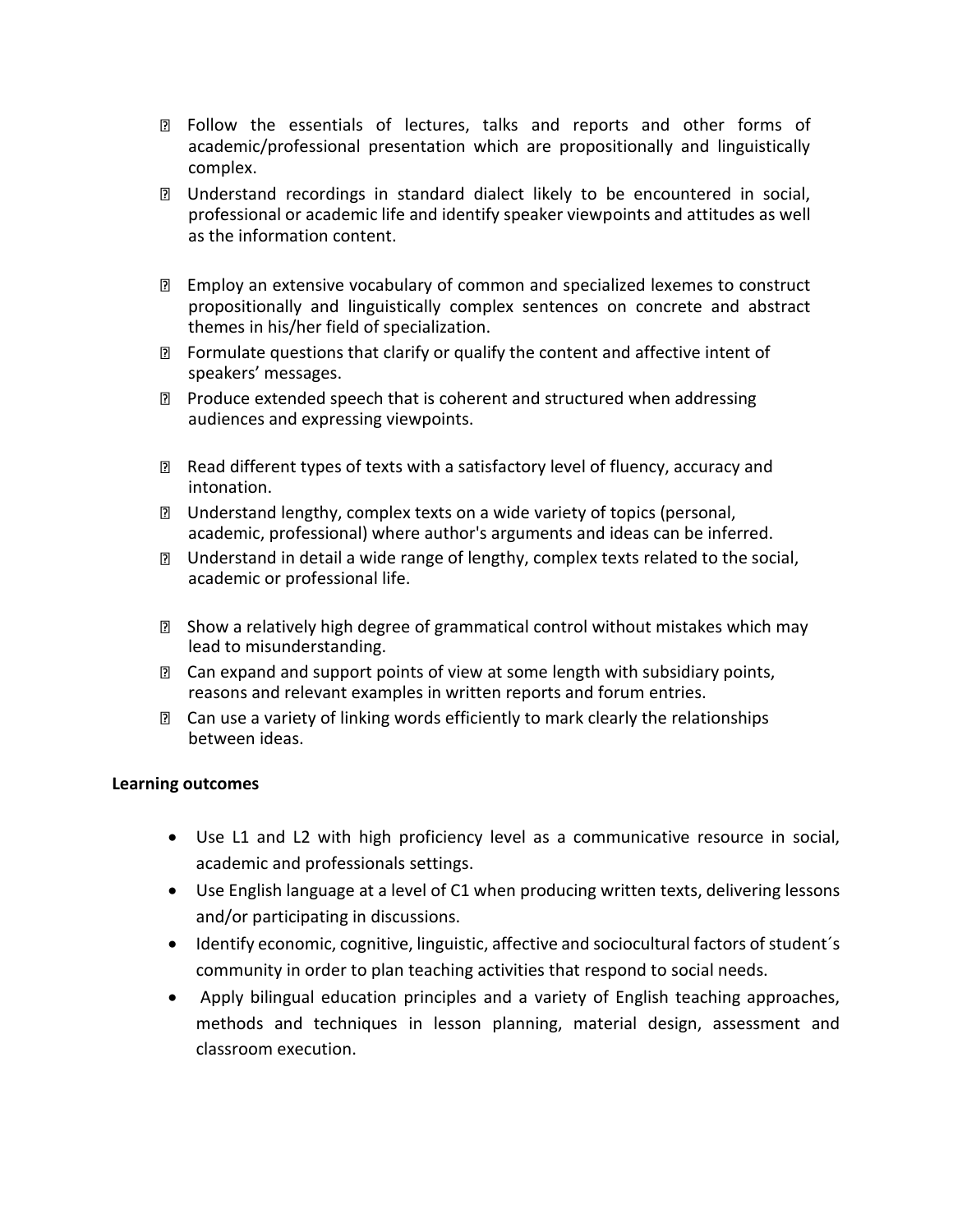- Follow the essentials of lectures, talks and reports and other forms of academic/professional presentation which are propositionally and linguistically complex.
- Understand recordings in standard dialect likely to be encountered in social, professional or academic life and identify speaker viewpoints and attitudes as well as the information content.

- Employ an extensive vocabulary of common and specialized lexemes to construct propositionally and linguistically complex sentences on concrete and abstract themes in his/her field of specialization.
- Formulate questions that clarify or qualify the content and affective intent of speakers' messages.
- Produce extended speech that is coherent and structured when addressing audiences and expressing viewpoints.

- Read different types of texts with a satisfactory level of fluency, accuracy and intonation.
- Understand lengthy, complex texts on a wide variety of topics (personal, academic, professional) where author's arguments and ideas can be inferred.
- Understand in detail a wide range of lengthy, complex texts related to the social, academic or professional life.

- Show a relatively high degree of grammatical control without mistakes which may lead to misunderstanding.
- Can expand and support points of view at some length with subsidiary points, reasons and relevant examples in written reports and forum entries.
- Can use a variety of linking words efficiently to mark clearly the relationships between ideas.

**Learning outcomes**

- Use L1 and L2 with high proficiency level as a communicative resource in social, academic and professionals settings.
- Use English language at a level of C1 when producing written texts, delivering lessons and/or participating in discussions.
- Identify economic, cognitive, linguistic, affective and sociocultural factors of student´s community in order to plan teaching activities that respond to social needs.
- Apply bilingual education principles and a variety of English teaching approaches, methods and techniques in lesson planning, material design, assessment and classroom execution.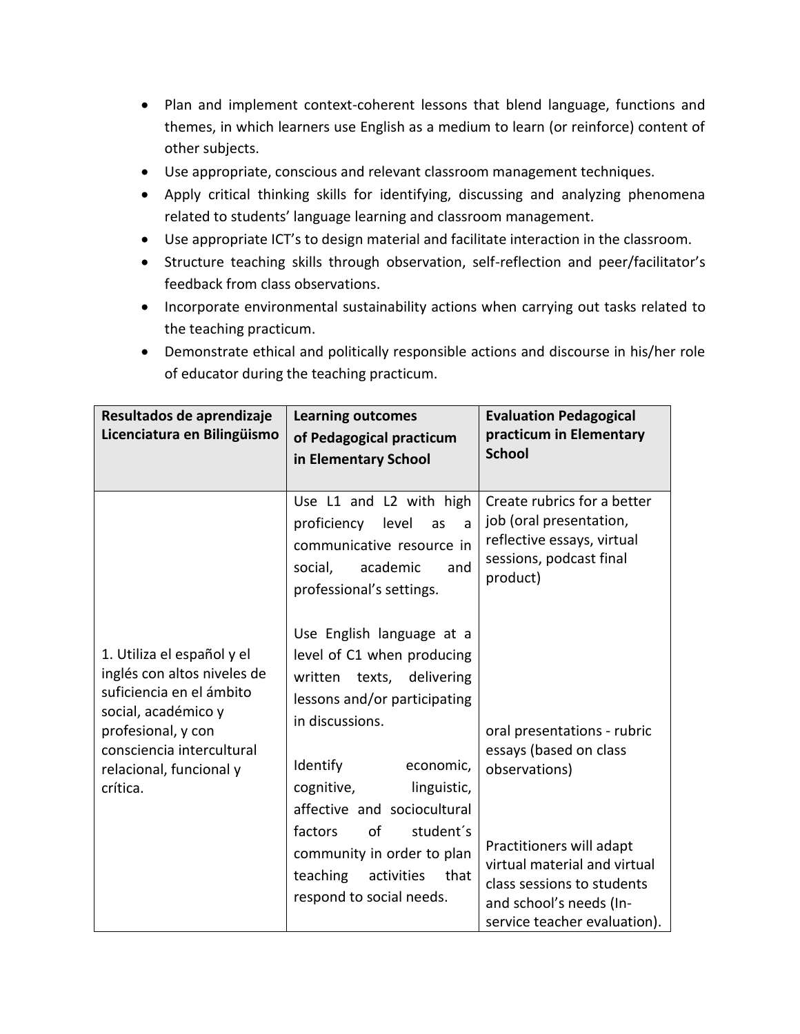- Plan and implement context-coherent lessons that blend language, functions and themes, in which learners use English as a medium to learn (or reinforce) content of other subjects.
- Use appropriate, conscious and relevant classroom management techniques.
- Apply critical thinking skills for identifying, discussing and analyzing phenomena related to students' language learning and classroom management.
- Use appropriate ICT's to design material and facilitate interaction in the classroom.
- Structure teaching skills through observation, self-reflection and peer/facilitator's feedback from class observations.
- Incorporate environmental sustainability actions when carrying out tasks related to the teaching practicum.
- Demonstrate ethical and politically responsible actions and discourse in his/her role of educator during the teaching practicum.

| **Resultados de aprendizaje Licenciatura en Bilingüismo** | **Learning outcomes of Pedagogical practicum in Elementary School** | **Evaluation Pedagogical practicum in Elementary School** |
|---|---|---|
| 1. Utiliza el español y el inglés con altos niveles de suficiencia en el ámbito social, académico y profesional, y con consciencia intercultural relacional, funcional y crítica. | Use L1 and L2 with high proficiency level as a communicative resource in social, academic and professional's settings.<br><br>Use English language at a level of C1 when producing written texts, delivering lessons and/or participating in discussions.<br><br>Identify economic, cognitive, linguistic, affective and sociocultural factors of student´s community in order to plan teaching activities that respond to social needs. | Create rubrics for a better job (oral presentation, reflective essays, virtual sessions, podcast final product)<br><br>oral presentations - rubric essays (based on class observations)<br><br>Practitioners will adapt virtual material and virtual class sessions to students and school's needs (In-service teacher evaluation). |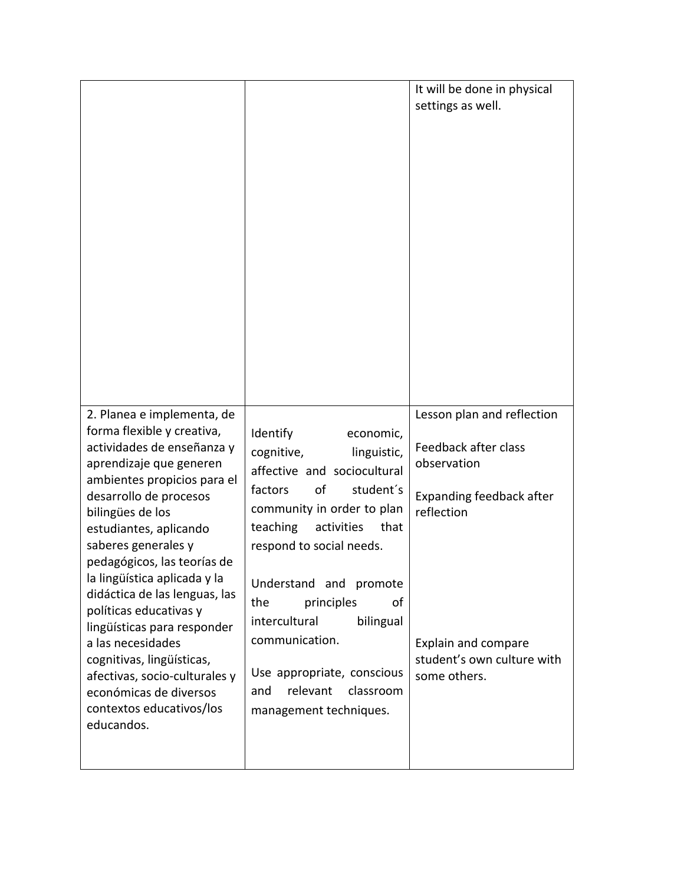| | | |
|---|---|---|
| | | It will be done in physical settings as well. |
| 2. Planea e implementa, de forma flexible y creativa, actividades de enseñanza y aprendizaje que generen ambientes propicios para el desarrollo de procesos bilingües de los estudiantes, aplicando saberes generales y pedagógicos, las teorías de la lingüística aplicada y la didáctica de las lenguas, las políticas educativas y lingüísticas para responder a las necesidades cognitivas, lingüísticas, afectivas, socio-culturales y económicas de diversos contextos educativos/los educandos. | Identify economic, cognitive, linguistic, affective and sociocultural factors of student´s community in order to plan teaching activities that respond to social needs.<br><br>Understand and promote the principles of intercultural bilingual communication.<br><br>Use appropriate, conscious and relevant classroom management techniques. | Lesson plan and reflection<br><br>Feedback after class observation<br><br>Expanding feedback after reflection<br><br>Explain and compare student's own culture with some others. |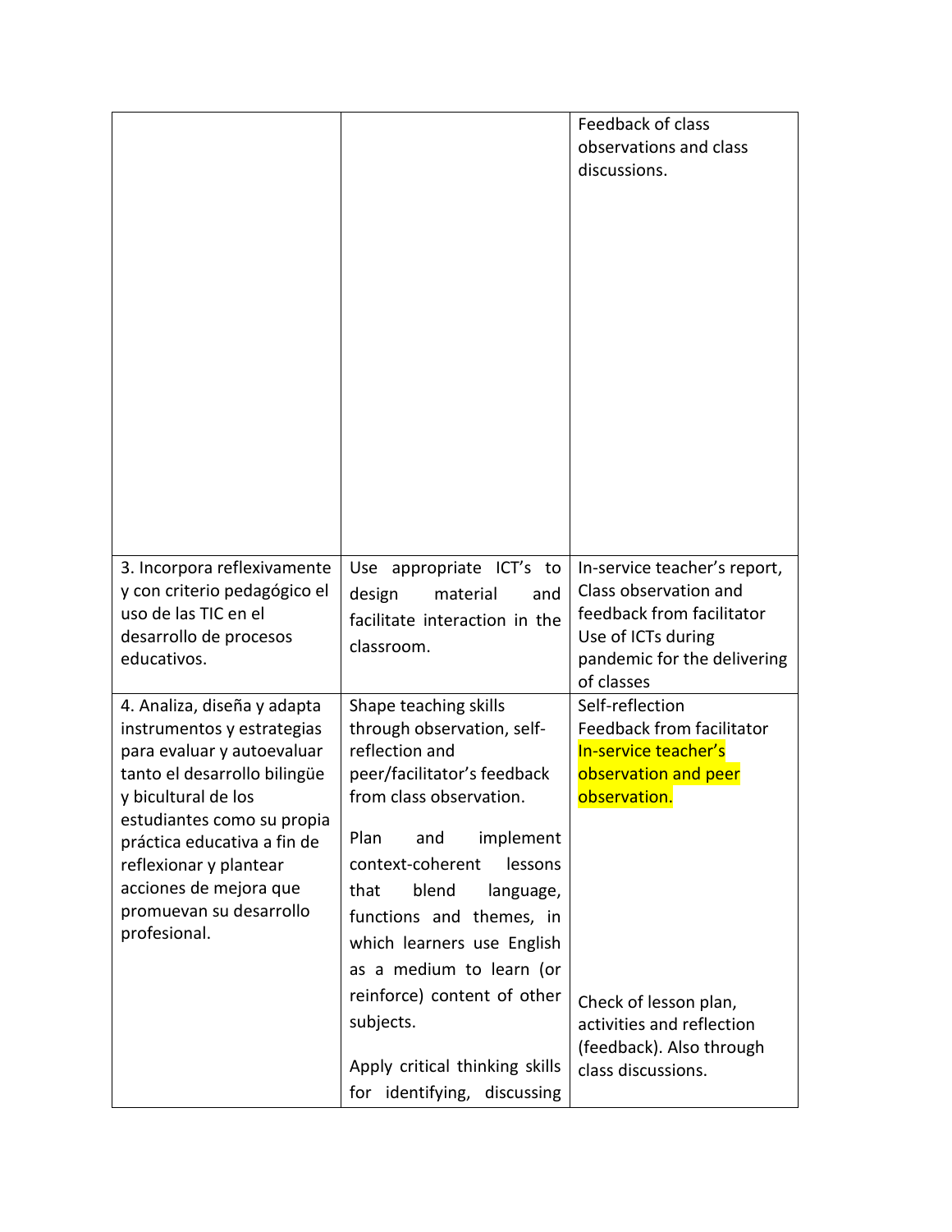| | | |
|---|---|---|
| | | Feedback of class observations and class discussions. |
| 3. Incorpora reflexivamente y con criterio pedagógico el uso de las TIC en el desarrollo de procesos educativos. | Use appropriate ICT's to design material and facilitate interaction in the classroom. | In-service teacher's report, Class observation and feedback from facilitator Use of ICTs during pandemic for the delivering of classes |
| 4. Analiza, diseña y adapta instrumentos y estrategias para evaluar y autoevaluar tanto el desarrollo bilingüe y bicultural de los estudiantes como su propia práctica educativa a fin de reflexionar y plantear acciones de mejora que promuevan su desarrollo profesional. | Shape teaching skills through observation, self-reflection and peer/facilitator's feedback from class observation.<br><br>Plan and implement context-coherent lessons that blend language, functions and themes, in which learners use English as a medium to learn (or reinforce) content of other subjects.<br><br>Apply critical thinking skills for identifying, discussing | Self-reflection<br>Feedback from facilitator<br>In-service teacher's observation and peer observation.<br><br>Check of lesson plan, activities and reflection (feedback). Also through class discussions. |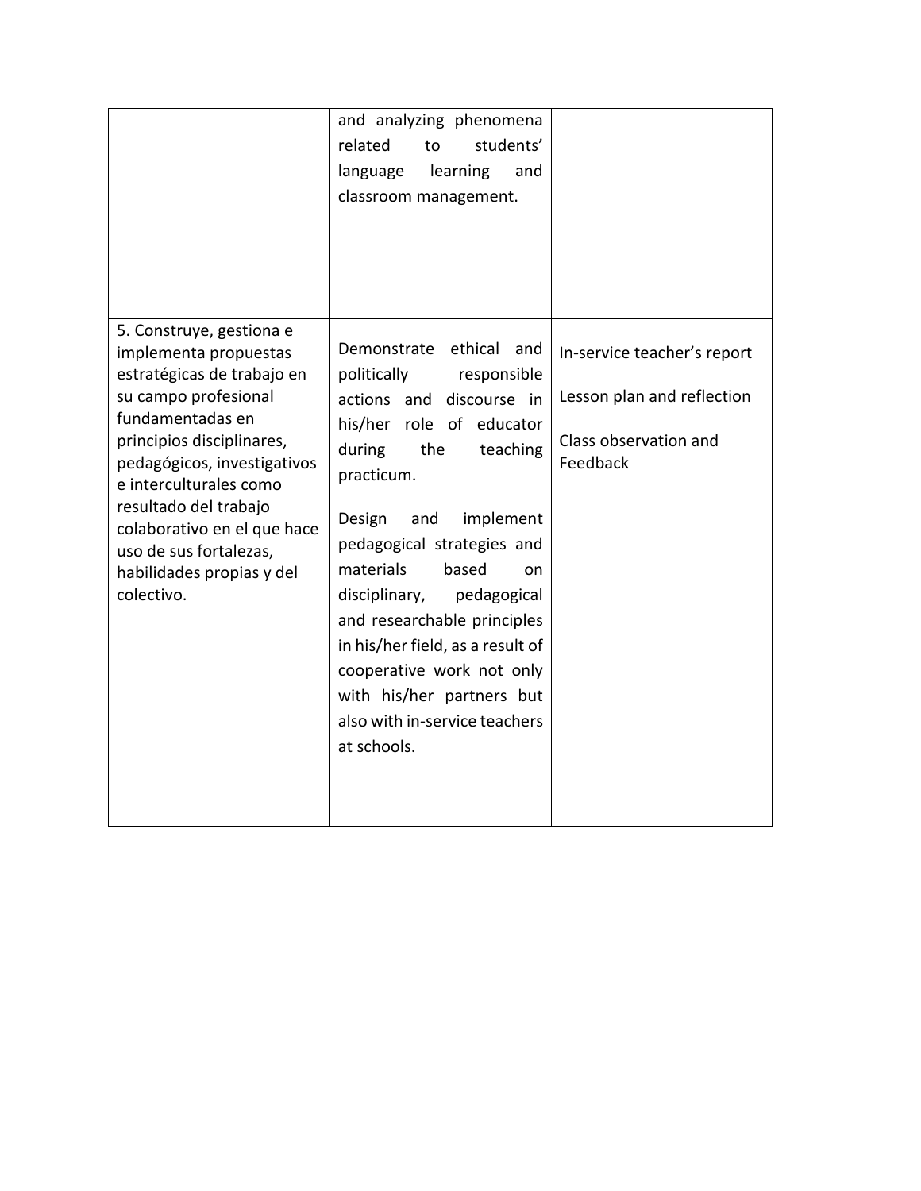| | | |
|---|---|---|
| | and analyzing phenomena related to students' language learning and classroom management. | |
| 5. Construye, gestiona e implementa propuestas estratégicas de trabajo en su campo profesional fundamentadas en principios disciplinares, pedagógicos, investigativos e interculturales como resultado del trabajo colaborativo en el que hace uso de sus fortalezas, habilidades propias y del colectivo. | Demonstrate ethical and politically responsible actions and discourse in his/her role of educator during the teaching practicum.<br><br>Design and implement pedagogical strategies and materials based on disciplinary, pedagogical and researchable principles in his/her field, as a result of cooperative work not only with his/her partners but also with in-service teachers at schools. | In-service teacher's report<br><br>Lesson plan and reflection<br><br>Class observation and Feedback |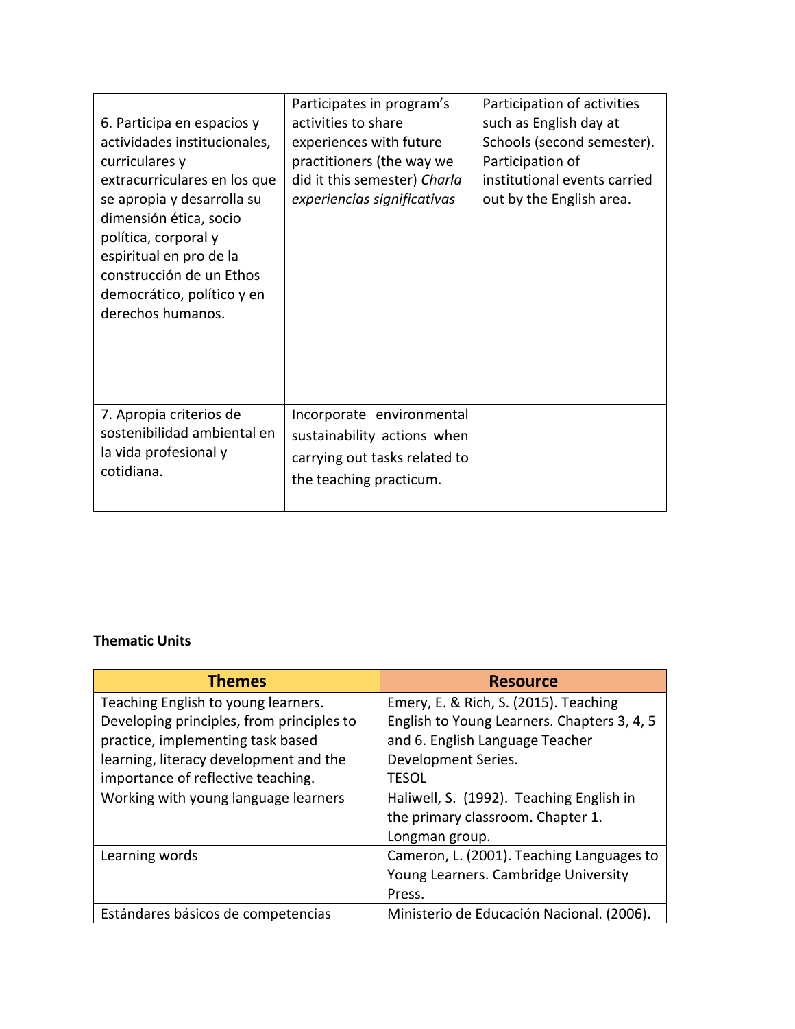| | | |
|---|---|---|
| 6. Participa en espacios y actividades institucionales, curriculares y extracurriculares en los que se apropia y desarrolla su dimensión ética, socio política, corporal y espiritual en pro de la construcción de un Ethos democrático, político y en derechos humanos. | Participates in program's activities to share experiences with future practitioners (the way we did it this semester) *Charla experiencias significativas* | Participation of activities such as English day at Schools (second semester). Participation of institutional events carried out by the English area. |
| 7. Apropia criterios de sostenibilidad ambiental en la vida profesional y cotidiana. | Incorporate environmental sustainability actions when carrying out tasks related to the teaching practicum. | |

**Thematic Units**

| Themes | Resource |
|---|---|
| Teaching English to young learners. Developing principles, from principles to practice, implementing task based learning, literacy development and the importance of reflective teaching. | Emery, E. & Rich, S. (2015). Teaching English to Young Learners. Chapters 3, 4, 5 and 6. English Language Teacher Development Series. TESOL |
| Working with young language learners | Haliwell, S. (1992). Teaching English in the primary classroom. Chapter 1. Longman group. |
| Learning words | Cameron, L. (2001). Teaching Languages to Young Learners. Cambridge University Press. |
| Estándares básicos de competencias | Ministerio de Educación Nacional. (2006). |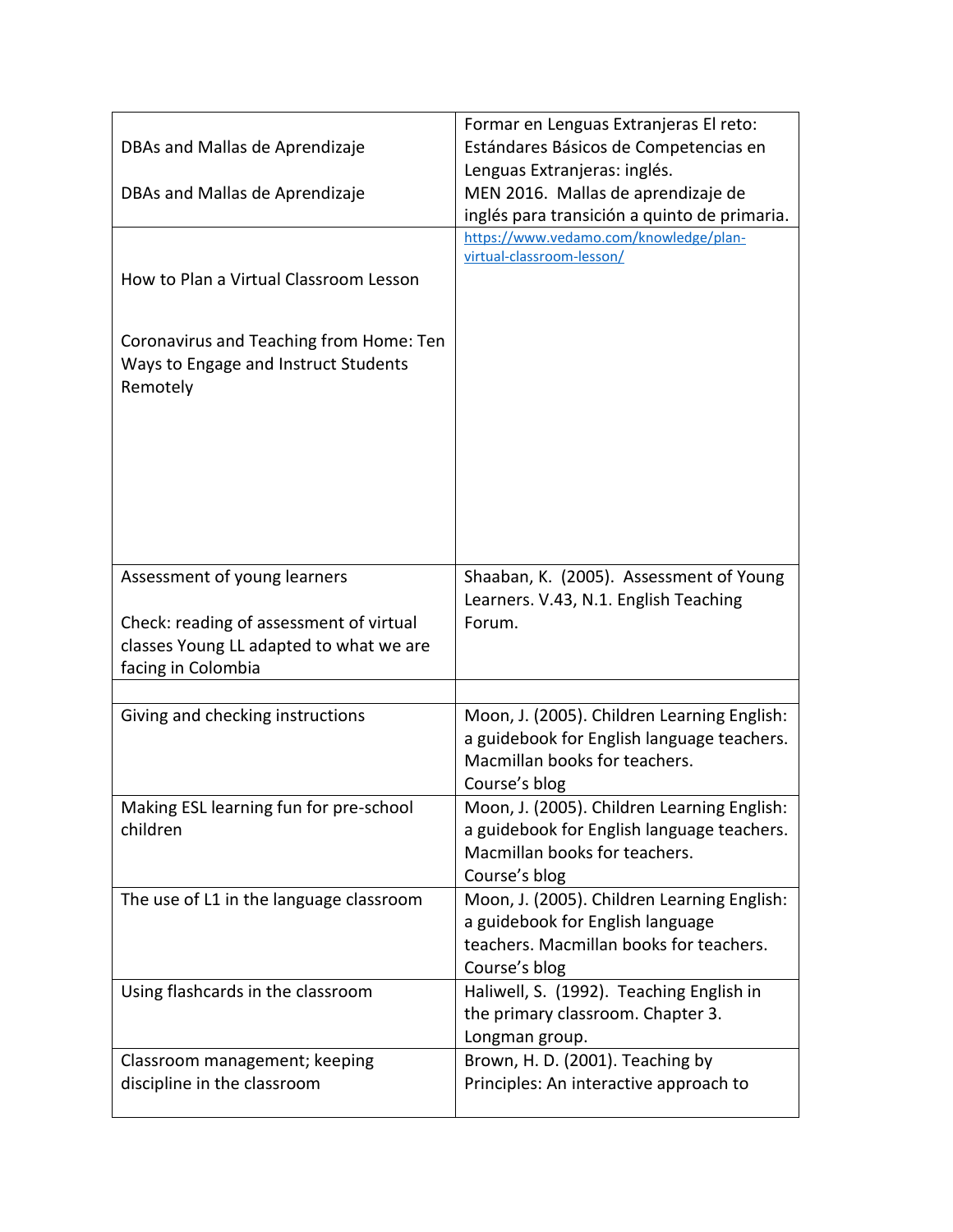| | |
|---|---|
| DBAs and Mallas de Aprendizaje<br><br>DBAs and Mallas de Aprendizaje | Formar en Lenguas Extranjeras El reto: Estándares Básicos de Competencias en Lenguas Extranjeras: inglés.<br>MEN 2016. Mallas de aprendizaje de inglés para transición a quinto de primaria. |
| How to Plan a Virtual Classroom Lesson<br><br>Coronavirus and Teaching from Home: Ten Ways to Engage and Instruct Students Remotely | https://www.vedamo.com/knowledge/plan-virtual-classroom-lesson/ |
| Assessment of young learners<br><br>Check: reading of assessment of virtual classes Young LL adapted to what we are facing in Colombia | Shaaban, K. (2005). Assessment of Young Learners. V.43, N.1. English Teaching Forum. |
| | |
| Giving and checking instructions | Moon, J. (2005). Children Learning English: a guidebook for English language teachers. Macmillan books for teachers.<br>Course's blog |
| Making ESL learning fun for pre-school children | Moon, J. (2005). Children Learning English: a guidebook for English language teachers. Macmillan books for teachers.<br>Course's blog |
| The use of L1 in the language classroom | Moon, J. (2005). Children Learning English: a guidebook for English language teachers. Macmillan books for teachers.<br>Course's blog |
| Using flashcards in the classroom | Haliwell, S. (1992). Teaching English in the primary classroom. Chapter 3. Longman group. |
| Classroom management; keeping discipline in the classroom | Brown, H. D. (2001). Teaching by Principles: An interactive approach to |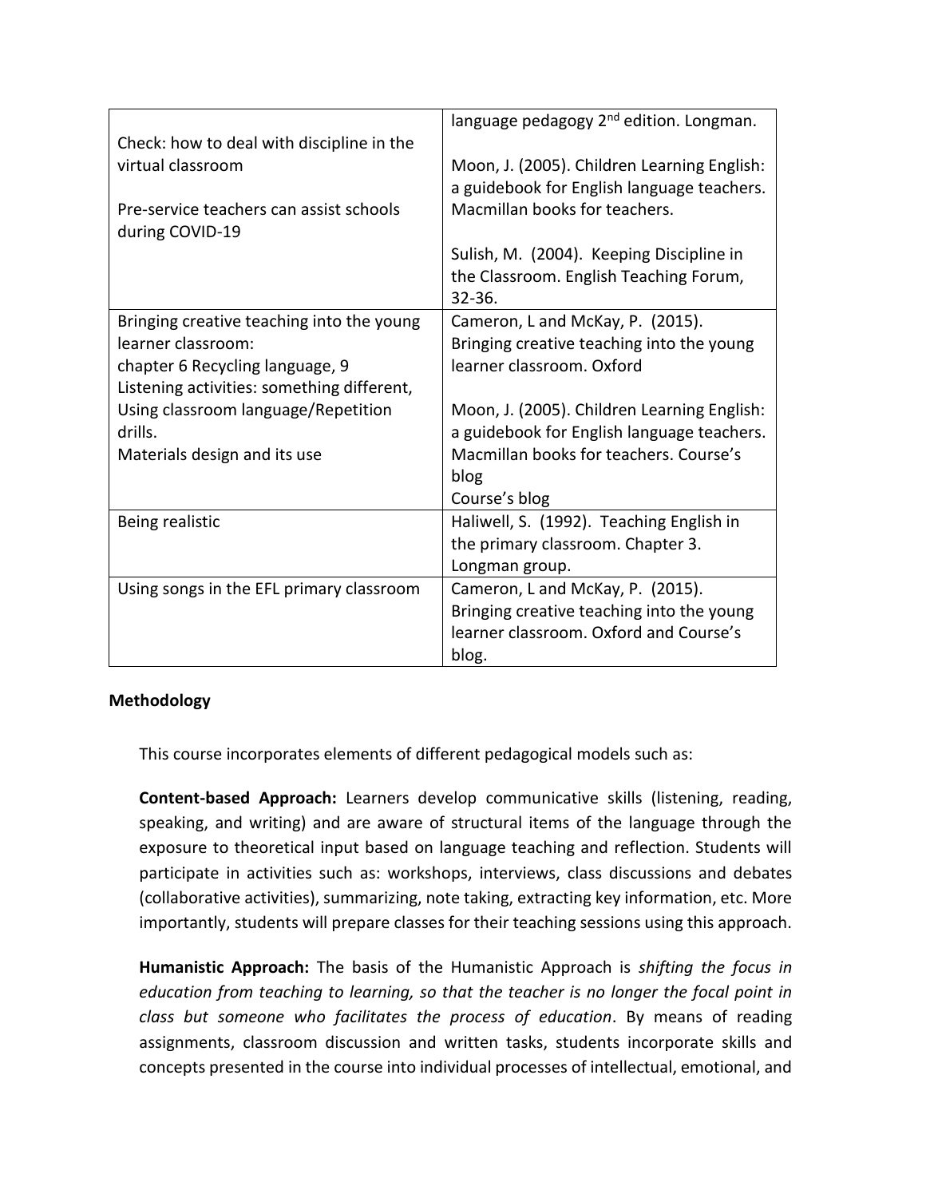| | |
|---|---|
| Check: how to deal with discipline in the virtual classroom<br><br>Pre-service teachers can assist schools during COVID-19 | language pedagogy 2nd edition. Longman.<br><br>Moon, J. (2005). Children Learning English: a guidebook for English language teachers. Macmillan books for teachers.<br><br>Sulish, M. (2004). Keeping Discipline in the Classroom. English Teaching Forum, 32-36. |
| Bringing creative teaching into the young learner classroom:<br>chapter 6 Recycling language, 9 Listening activities: something different, Using classroom language/Repetition drills.<br>Materials design and its use | Cameron, L and McKay, P. (2015). Bringing creative teaching into the young learner classroom. Oxford<br><br>Moon, J. (2005). Children Learning English: a guidebook for English language teachers. Macmillan books for teachers. Course's blog<br>Course's blog |
| Being realistic | Haliwell, S. (1992). Teaching English in the primary classroom. Chapter 3. Longman group. |
| Using songs in the EFL primary classroom | Cameron, L and McKay, P. (2015). Bringing creative teaching into the young learner classroom. Oxford and Course's blog. |

**Methodology**

This course incorporates elements of different pedagogical models such as:

**Content-based Approach:** Learners develop communicative skills (listening, reading, speaking, and writing) and are aware of structural items of the language through the exposure to theoretical input based on language teaching and reflection. Students will participate in activities such as: workshops, interviews, class discussions and debates (collaborative activities), summarizing, note taking, extracting key information, etc. More importantly, students will prepare classes for their teaching sessions using this approach.

**Humanistic Approach:** The basis of the Humanistic Approach is *shifting the focus in education from teaching to learning, so that the teacher is no longer the focal point in class but someone who facilitates the process of education*. By means of reading assignments, classroom discussion and written tasks, students incorporate skills and concepts presented in the course into individual processes of intellectual, emotional, and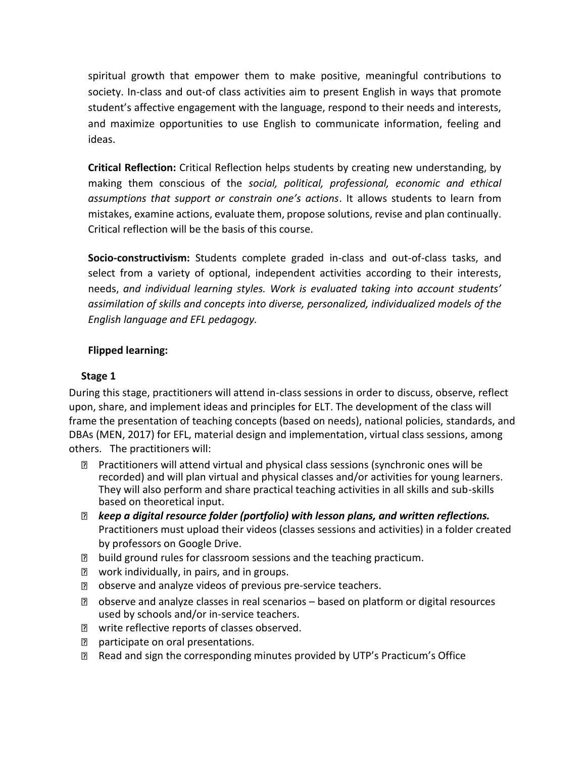spiritual growth that empower them to make positive, meaningful contributions to society. In-class and out-of class activities aim to present English in ways that promote student's affective engagement with the language, respond to their needs and interests, and maximize opportunities to use English to communicate information, feeling and ideas.

**Critical Reflection:** Critical Reflection helps students by creating new understanding, by making them conscious of the *social, political, professional, economic and ethical assumptions that support or constrain one's actions*. It allows students to learn from mistakes, examine actions, evaluate them, propose solutions, revise and plan continually. Critical reflection will be the basis of this course.

**Socio-constructivism:** Students complete graded in-class and out-of-class tasks, and select from a variety of optional, independent activities according to their interests, needs, *and individual learning styles. Work is evaluated taking into account students' assimilation of skills and concepts into diverse, personalized, individualized models of the English language and EFL pedagogy.*

**Flipped learning:**

**Stage 1**

During this stage, practitioners will attend in-class sessions in order to discuss, observe, reflect upon, share, and implement ideas and principles for ELT. The development of the class will frame the presentation of teaching concepts (based on needs), national policies, standards, and DBAs (MEN, 2017) for EFL, material design and implementation, virtual class sessions, among others. The practitioners will:

- Practitioners will attend virtual and physical class sessions (synchronic ones will be recorded) and will plan virtual and physical classes and/or activities for young learners. They will also perform and share practical teaching activities in all skills and sub-skills based on theoretical input.
- ***keep a digital resource folder (portfolio) with lesson plans, and written reflections.*** Practitioners must upload their videos (classes sessions and activities) in a folder created by professors on Google Drive.
- build ground rules for classroom sessions and the teaching practicum.
- work individually, in pairs, and in groups.
- observe and analyze videos of previous pre-service teachers.
- observe and analyze classes in real scenarios – based on platform or digital resources used by schools and/or in-service teachers.
- write reflective reports of classes observed.
- participate on oral presentations.
- Read and sign the corresponding minutes provided by UTP's Practicum's Office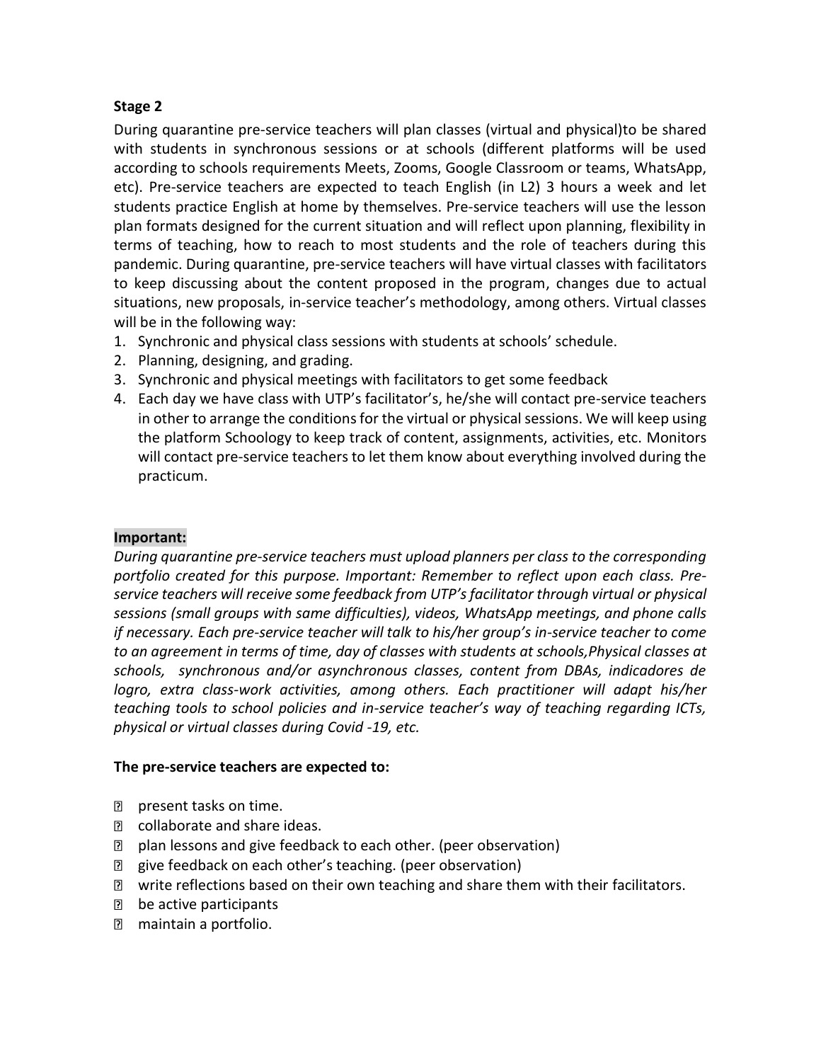**Stage 2**

During quarantine pre-service teachers will plan classes (virtual and physical)to be shared with students in synchronous sessions or at schools (different platforms will be used according to schools requirements Meets, Zooms, Google Classroom or teams, WhatsApp, etc). Pre-service teachers are expected to teach English (in L2) 3 hours a week and let students practice English at home by themselves. Pre-service teachers will use the lesson plan formats designed for the current situation and will reflect upon planning, flexibility in terms of teaching, how to reach to most students and the role of teachers during this pandemic. During quarantine, pre-service teachers will have virtual classes with facilitators to keep discussing about the content proposed in the program, changes due to actual situations, new proposals, in-service teacher's methodology, among others. Virtual classes will be in the following way:

1. Synchronic and physical class sessions with students at schools' schedule.
2. Planning, designing, and grading.
3. Synchronic and physical meetings with facilitators to get some feedback
4. Each day we have class with UTP's facilitator's, he/she will contact pre-service teachers in other to arrange the conditions for the virtual or physical sessions. We will keep using the platform Schoology to keep track of content, assignments, activities, etc. Monitors will contact pre-service teachers to let them know about everything involved during the practicum.

**Important:**

*During quarantine pre-service teachers must upload planners per class to the corresponding portfolio created for this purpose. Important: Remember to reflect upon each class. Pre-service teachers will receive some feedback from UTP's facilitator through virtual or physical sessions (small groups with same difficulties), videos, WhatsApp meetings, and phone calls if necessary. Each pre-service teacher will talk to his/her group's in-service teacher to come to an agreement in terms of time, day of classes with students at schools,Physical classes at schools, synchronous and/or asynchronous classes, content from DBAs, indicadores de logro, extra class-work activities, among others. Each practitioner will adapt his/her teaching tools to school policies and in-service teacher's way of teaching regarding ICTs, physical or virtual classes during Covid -19, etc.*

**The pre-service teachers are expected to:**

- present tasks on time.
- collaborate and share ideas.
- plan lessons and give feedback to each other. (peer observation)
- give feedback on each other's teaching. (peer observation)
- write reflections based on their own teaching and share them with their facilitators.
- be active participants
- maintain a portfolio.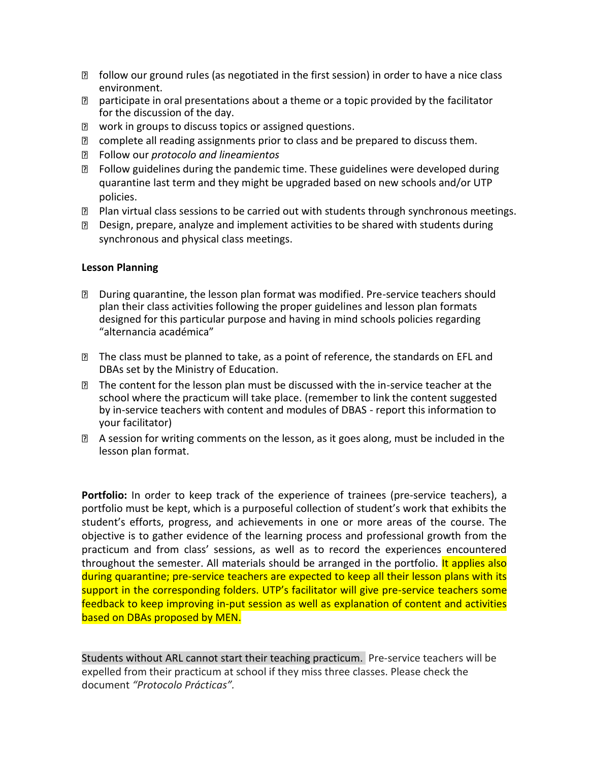- follow our ground rules (as negotiated in the first session) in order to have a nice class environment.
- participate in oral presentations about a theme or a topic provided by the facilitator for the discussion of the day.
- work in groups to discuss topics or assigned questions.
- complete all reading assignments prior to class and be prepared to discuss them.
- Follow our *protocolo and lineamientos*
- Follow guidelines during the pandemic time. These guidelines were developed during quarantine last term and they might be upgraded based on new schools and/or UTP policies.
- Plan virtual class sessions to be carried out with students through synchronous meetings.
- Design, prepare, analyze and implement activities to be shared with students during synchronous and physical class meetings.

**Lesson Planning**

- During quarantine, the lesson plan format was modified. Pre-service teachers should plan their class activities following the proper guidelines and lesson plan formats designed for this particular purpose and having in mind schools policies regarding "alternancia académica"
- The class must be planned to take, as a point of reference, the standards on EFL and DBAs set by the Ministry of Education.
- The content for the lesson plan must be discussed with the in-service teacher at the school where the practicum will take place. (remember to link the content suggested by in-service teachers with content and modules of DBAS - report this information to your facilitator)
- A session for writing comments on the lesson, as it goes along, must be included in the lesson plan format.

**Portfolio:** In order to keep track of the experience of trainees (pre-service teachers), a portfolio must be kept, which is a purposeful collection of student's work that exhibits the student's efforts, progress, and achievements in one or more areas of the course. The objective is to gather evidence of the learning process and professional growth from the practicum and from class' sessions, as well as to record the experiences encountered throughout the semester. All materials should be arranged in the portfolio. It applies also during quarantine; pre-service teachers are expected to keep all their lesson plans with its support in the corresponding folders. UTP's facilitator will give pre-service teachers some feedback to keep improving in-put session as well as explanation of content and activities based on DBAs proposed by MEN.

Students without ARL cannot start their teaching practicum. Pre-service teachers will be expelled from their practicum at school if they miss three classes. Please check the document *"Protocolo Prácticas".*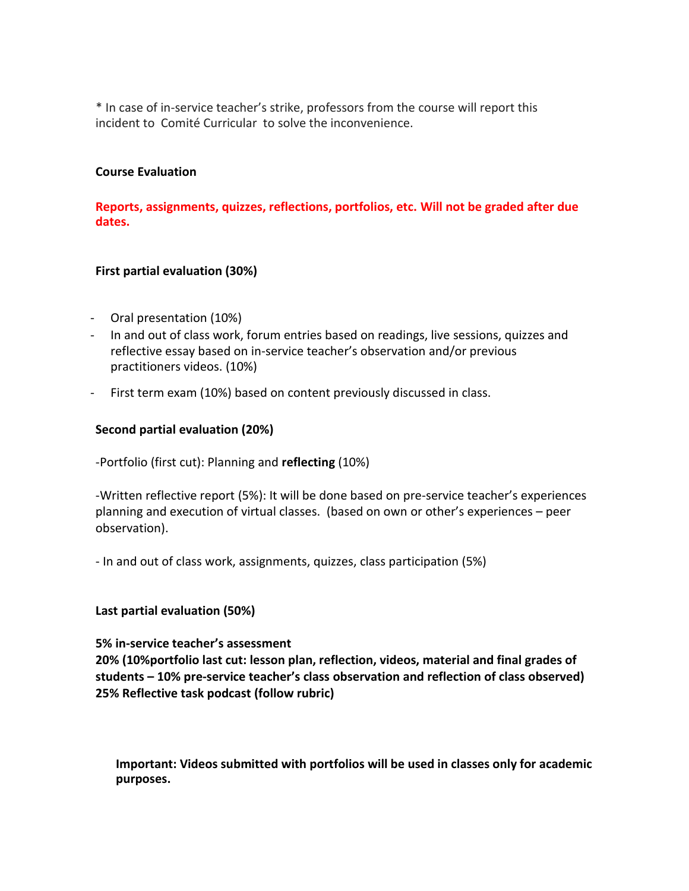* In case of in-service teacher's strike, professors from the course will report this incident to  Comité Curricular  to solve the inconvenience.

**Course Evaluation**

**Reports, assignments, quizzes, reflections, portfolios, etc. Will not be graded after due dates.**

**First partial evaluation (30%)**

- Oral presentation (10%)
- In and out of class work, forum entries based on readings, live sessions, quizzes and reflective essay based on in-service teacher's observation and/or previous practitioners videos. (10%)
- First term exam (10%) based on content previously discussed in class.

**Second partial evaluation (20%)**

-Portfolio (first cut): Planning and **reflecting** (10%)

-Written reflective report (5%): It will be done based on pre-service teacher's experiences planning and execution of virtual classes.  (based on own or other's experiences – peer observation).

- In and out of class work, assignments, quizzes, class participation (5%)

**Last partial evaluation (50%)**

**5% in-service teacher's assessment**
**20% (10%portfolio last cut: lesson plan, reflection, videos, material and final grades of students – 10% pre-service teacher's class observation and reflection of class observed)**
**25% Reflective task podcast (follow rubric)**

**Important: Videos submitted with portfolios will be used in classes only for academic purposes.**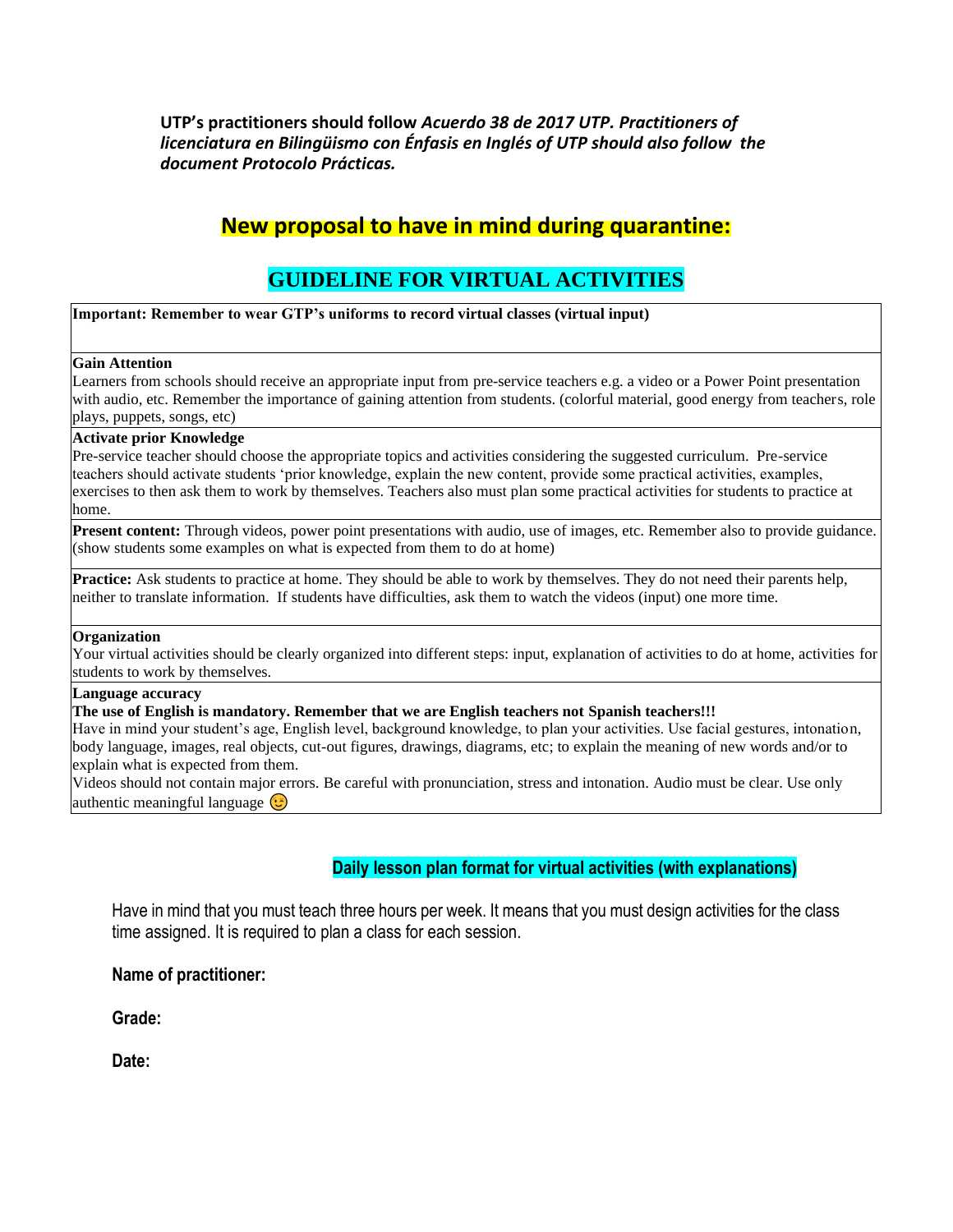**UTP's practitioners should follow *Acuerdo 38 de 2017 UTP. Practitioners of licenciatura en Bilingüismo con Énfasis en Inglés of UTP should also follow the document Protocolo Prácticas.***

## New proposal to have in mind during quarantine:

## GUIDELINE FOR VIRTUAL ACTIVITIES

| **Important: Remember to wear GTP's uniforms to record virtual classes (virtual input)** |
|---|
| **Gain Attention**<br>Learners from schools should receive an appropriate input from pre-service teachers e.g. a video or a Power Point presentation with audio, etc. Remember the importance of gaining attention from students. (colorful material, good energy from teachers, role plays, puppets, songs, etc) |
| **Activate prior Knowledge**<br>Pre-service teacher should choose the appropriate topics and activities considering the suggested curriculum. Pre-service teachers should activate students 'prior knowledge, explain the new content, provide some practical activities, examples, exercises to then ask them to work by themselves. Teachers also must plan some practical activities for students to practice at home. |
| **Present content:** Through videos, power point presentations with audio, use of images, etc. Remember also to provide guidance. (show students some examples on what is expected from them to do at home) |
| **Practice:** Ask students to practice at home. They should be able to work by themselves. They do not need their parents help, neither to translate information. If students have difficulties, ask them to watch the videos (input) one more time. |
| **Organization**<br>Your virtual activities should be clearly organized into different steps: input, explanation of activities to do at home, activities for students to work by themselves. |
| **Language accuracy**<br>**The use of English is mandatory. Remember that we are English teachers not Spanish teachers!!!**<br>Have in mind your student's age, English level, background knowledge, to plan your activities. Use facial gestures, intonation, body language, images, real objects, cut-out figures, drawings, diagrams, etc; to explain the meaning of new words and/or to explain what is expected from them.<br>Videos should not contain major errors. Be careful with pronunciation, stress and intonation. Audio must be clear. Use only authentic meaningful language 😉 |

### Daily lesson plan format for virtual activities (with explanations)

Have in mind that you must teach three hours per week. It means that you must design activities for the class time assigned. It is required to plan a class for each session.

**Name of practitioner:**

**Grade:**

**Date:**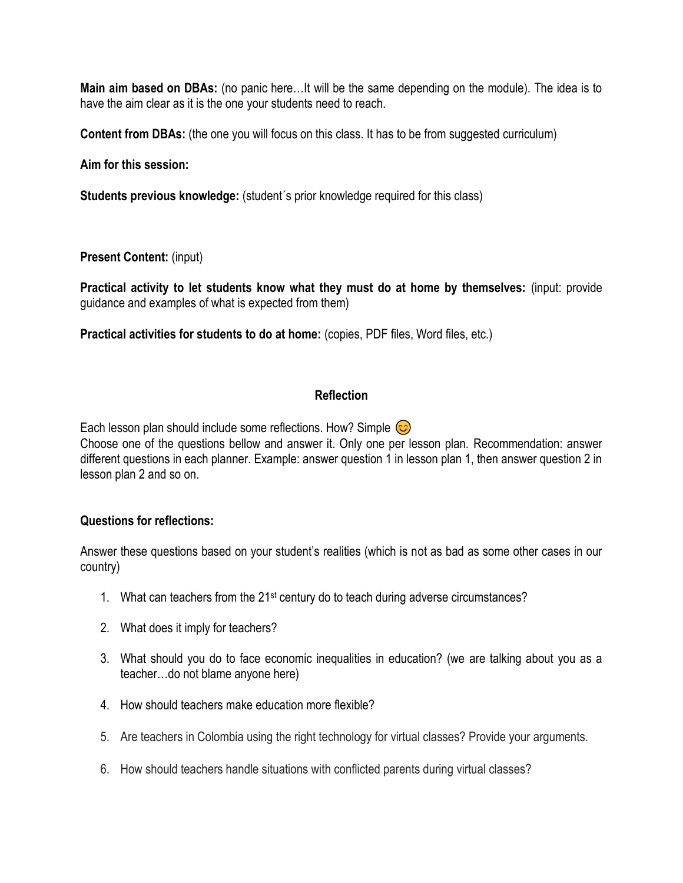**Main aim based on DBAs:** (no panic here…It will be the same depending on the module). The idea is to have the aim clear as it is the one your students need to reach.

**Content from DBAs:** (the one you will focus on this class. It has to be from suggested curriculum)

**Aim for this session:**

**Students previous knowledge:** (student´s prior knowledge required for this class)

**Present Content:** (input)

**Practical activity to let students know what they must do at home by themselves:** (input: provide guidance and examples of what is expected from them)

**Practical activities for students to do at home:** (copies, PDF files, Word files, etc.)

## Reflection

Each lesson plan should include some reflections. How? Simple 😊
Choose one of the questions bellow and answer it. Only one per lesson plan. Recommendation: answer different questions in each planner. Example: answer question 1 in lesson plan 1, then answer question 2 in lesson plan 2 and so on.

**Questions for reflections:**

Answer these questions based on your student's realities (which is not as bad as some other cases in our country)

1. What can teachers from the 21st century do to teach during adverse circumstances?
2. What does it imply for teachers?
3. What should you do to face economic inequalities in education? (we are talking about you as a teacher…do not blame anyone here)
4. How should teachers make education more flexible?
5. Are teachers in Colombia using the right technology for virtual classes? Provide your arguments.
6. How should teachers handle situations with conflicted parents during virtual classes?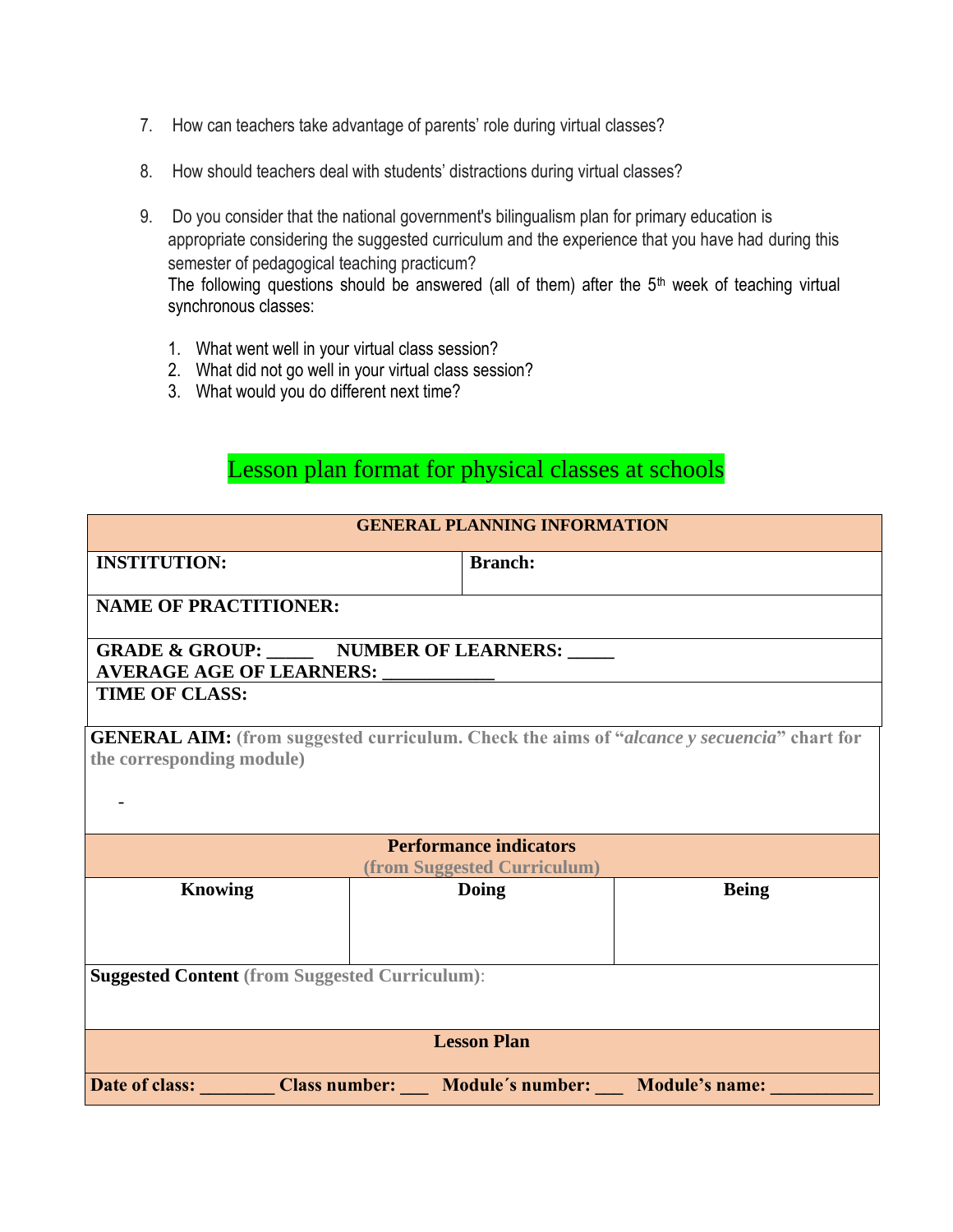7. How can teachers take advantage of parents' role during virtual classes?

8. How should teachers deal with students' distractions during virtual classes?

9. Do you consider that the national government's bilingualism plan for primary education is appropriate considering the suggested curriculum and the experience that you have had during this semester of pedagogical teaching practicum?

The following questions should be answered (all of them) after the 5th week of teaching virtual synchronous classes:

1. What went well in your virtual class session?
2. What did not go well in your virtual class session?
3. What would you do different next time?

## Lesson plan format for physical classes at schools

| **GENERAL PLANNING INFORMATION** | | |
|---|---|---|
| **INSTITUTION:** | **Branch:** | |
| **NAME OF PRACTITIONER:** | | |
| **GRADE & GROUP: _____ NUMBER OF LEARNERS: _____ AVERAGE AGE OF LEARNERS: ____________** | | |
| **TIME OF CLASS:** | | |
| **GENERAL AIM:** **(from suggested curriculum. Check the aims of "*alcance y secuencia*" chart for the corresponding module)** <br> - | | |
| **Performance indicators** **(from Suggested Curriculum)** | | |
| **Knowing** | **Doing** | **Being** |
| | | |
| **Suggested Content** **(from Suggested Curriculum)**: | | |
| **Lesson Plan** | | |
| **Date of class: ________ Class number: ___ Module´s number: ___ Module's name: ___________** | | |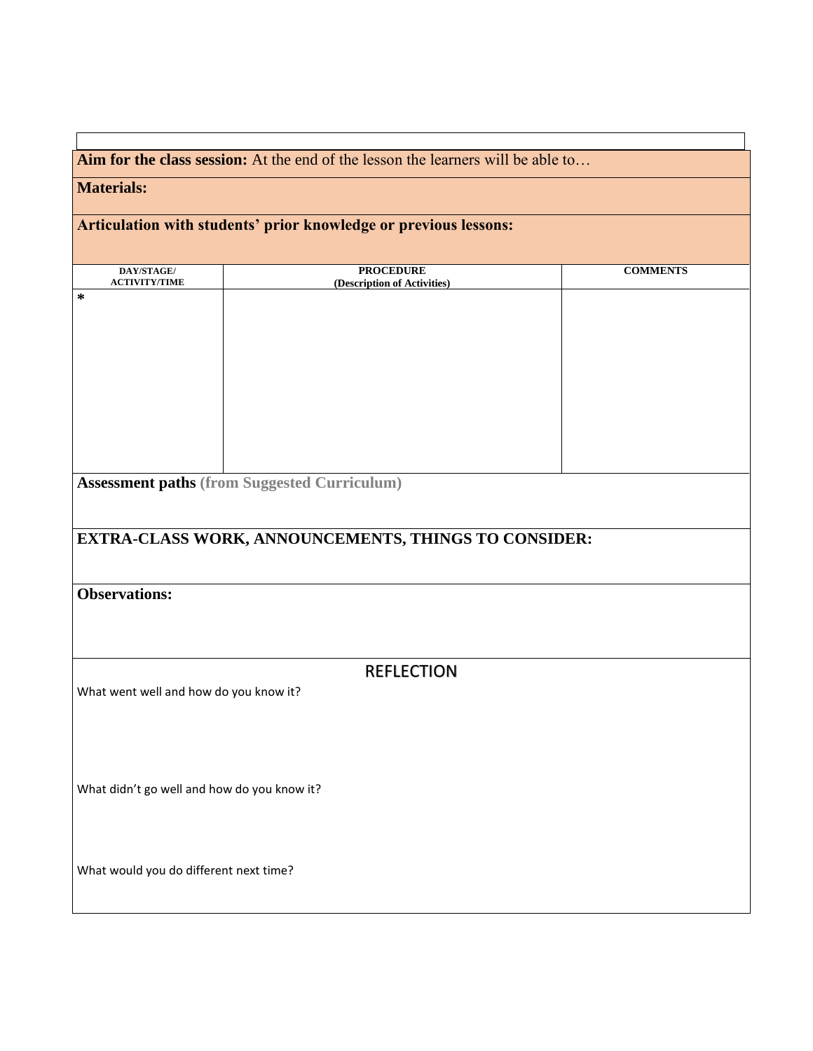**Aim for the class session:** At the end of the lesson the learners will be able to…

**Materials:**

**Articulation with students' prior knowledge or previous lessons:**

| DAY/STAGE/ ACTIVITY/TIME | PROCEDURE (Description of Activities) | COMMENTS |
|---|---|---|
| * | | |

**Assessment paths** **(from Suggested Curriculum)**

**EXTRA-CLASS WORK, ANNOUNCEMENTS, THINGS TO CONSIDER:**

**Observations:**

## REFLECTION

What went well and how do you know it?

What didn't go well and how do you know it?

What would you do different next time?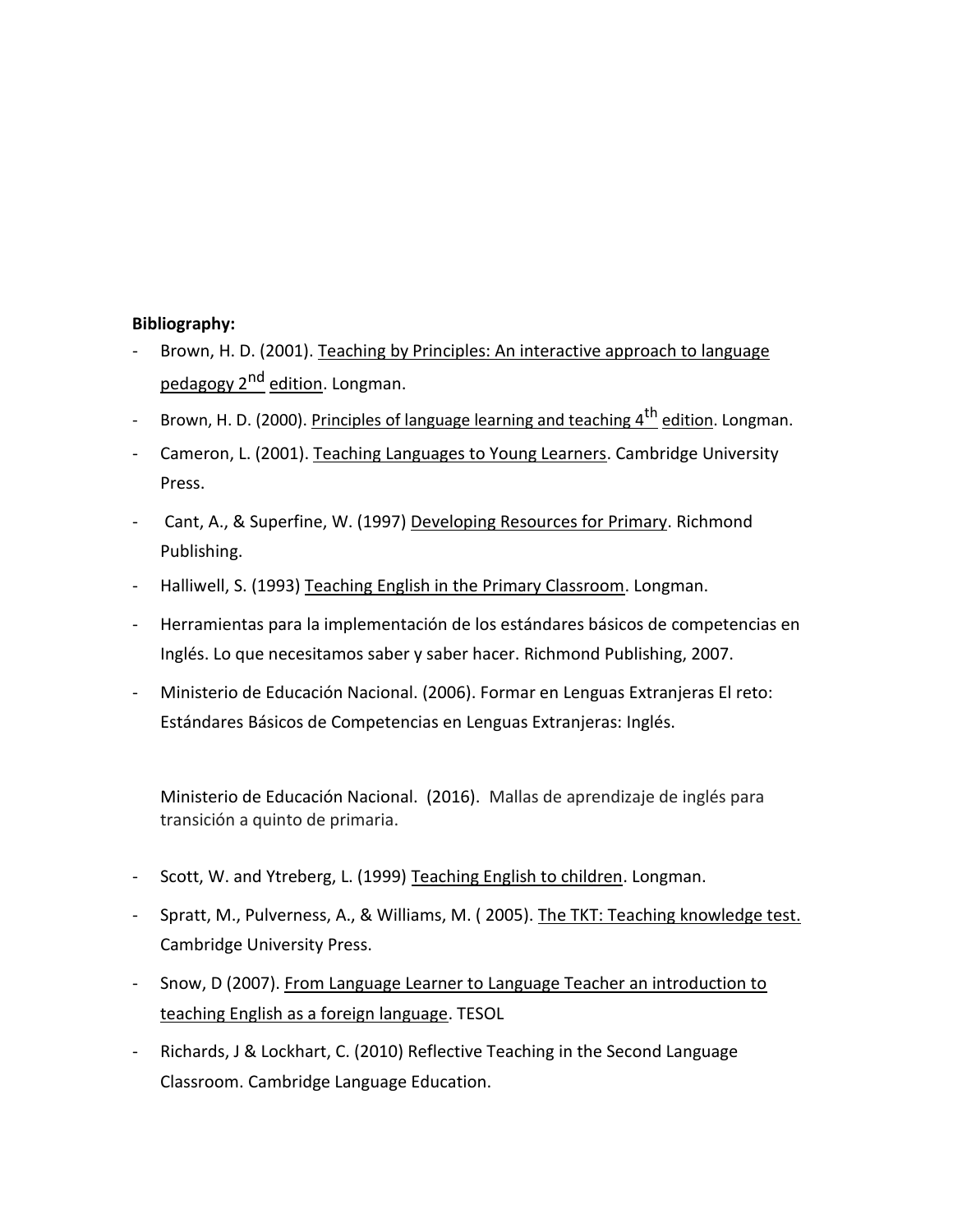**Bibliography:**

- Brown, H. D. (2001). Teaching by Principles: An interactive approach to language pedagogy 2nd edition. Longman.
- Brown, H. D. (2000). Principles of language learning and teaching 4th edition. Longman.
- Cameron, L. (2001). Teaching Languages to Young Learners. Cambridge University Press.
- Cant, A., & Superfine, W. (1997) Developing Resources for Primary. Richmond Publishing.
- Halliwell, S. (1993) Teaching English in the Primary Classroom. Longman.
- Herramientas para la implementación de los estándares básicos de competencias en Inglés. Lo que necesitamos saber y saber hacer. Richmond Publishing, 2007.
- Ministerio de Educación Nacional. (2006). Formar en Lenguas Extranjeras El reto: Estándares Básicos de Competencias en Lenguas Extranjeras: Inglés.

  Ministerio de Educación Nacional. (2016). Mallas de aprendizaje de inglés para transición a quinto de primaria.

- Scott, W. and Ytreberg, L. (1999) Teaching English to children. Longman.
- Spratt, M., Pulverness, A., & Williams, M. ( 2005). The TKT: Teaching knowledge test. Cambridge University Press.
- Snow, D (2007). From Language Learner to Language Teacher an introduction to teaching English as a foreign language. TESOL
- Richards, J & Lockhart, C. (2010) Reflective Teaching in the Second Language Classroom. Cambridge Language Education.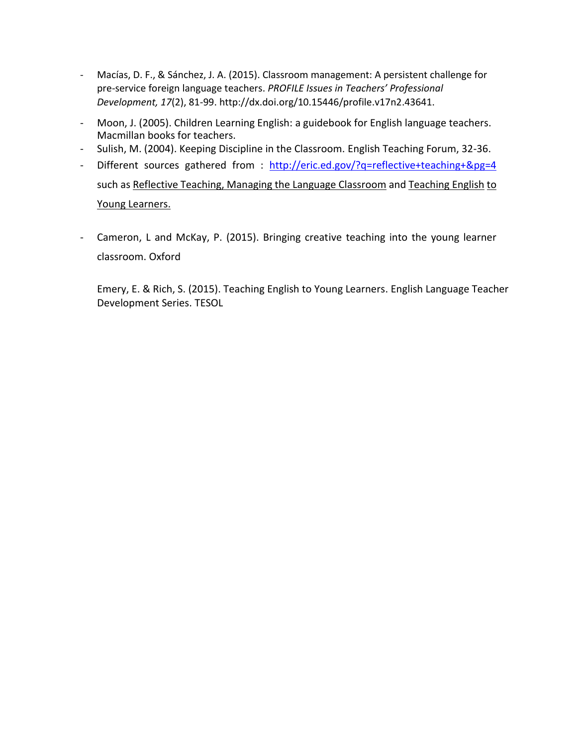- Macías, D. F., & Sánchez, J. A. (2015). Classroom management: A persistent challenge for pre-service foreign language teachers. *PROFILE Issues in Teachers' Professional Development, 17*(2), 81-99. http://dx.doi.org/10.15446/profile.v17n2.43641.
- Moon, J. (2005). Children Learning English: a guidebook for English language teachers. Macmillan books for teachers.
- Sulish, M. (2004). Keeping Discipline in the Classroom. English Teaching Forum, 32-36.
- Different sources gathered from : [http://eric.ed.gov/?q=reflective+teaching+&pg=4](http://eric.ed.gov/?q=reflective+teaching+&pg=4) such as Reflective Teaching, Managing the Language Classroom and Teaching English to Young Learners.
- Cameron, L and McKay, P. (2015). Bringing creative teaching into the young learner classroom. Oxford

  Emery, E. & Rich, S. (2015). Teaching English to Young Learners. English Language Teacher Development Series. TESOL